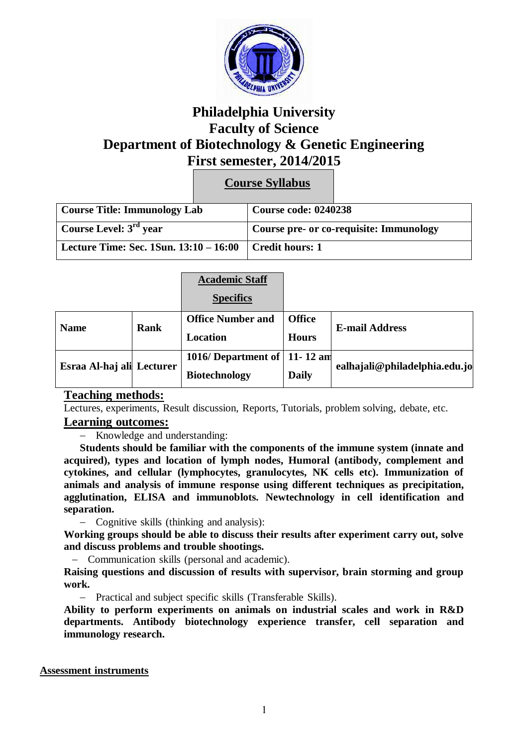# Philadelphia University
## Faculty of Science
## Department of Biotechnology & Genetic Engineering
## First semester, 2014/2015

### Course Syllabus

| Course Title: Immunology Lab | Course code: 0240238 |
|---|---|
| Course Level: 3rd year | Course pre- or co-requisite: Immunology |
| Lecture Time: Sec. 1Sun. 13:10 – 16:00 | Credit hours: 1 |

### Academic Staff Specifics

| Name | Rank | Office Number and Location | Office Hours | E-mail Address |
|---|---|---|---|---|
| Esraa Al-haj ali | Lecturer | 1016/ Department of Biotechnology | 11- 12 am Daily | ealhajali@philadelphia.edu.jo |

## Teaching methods:

Lectures, experiments, Result discussion, Reports, Tutorials, problem solving, debate, etc.

## Learning outcomes:

- Knowledge and understanding:

**Students should be familiar with the components of the immune system (innate and acquired), types and location of lymph nodes, Humoral (antibody, complement and cytokines, and cellular (lymphocytes, granulocytes, NK cells etc). Immunization of animals and analysis of immune response using different techniques as precipitation, agglutination, ELISA and immunoblots. Newtechnology in cell identification and separation.**

- Cognitive skills (thinking and analysis):

**Working groups should be able to discuss their results after experiment carry out, solve and discuss problems and trouble shootings.**

- Communication skills (personal and academic).

**Raising questions and discussion of results with supervisor, brain storming and group work.**

- Practical and subject specific skills (Transferable Skills).

**Ability to perform experiments on animals on industrial scales and work in R&D departments. Antibody biotechnology experience transfer, cell separation and immunology research.**

**Assessment instruments**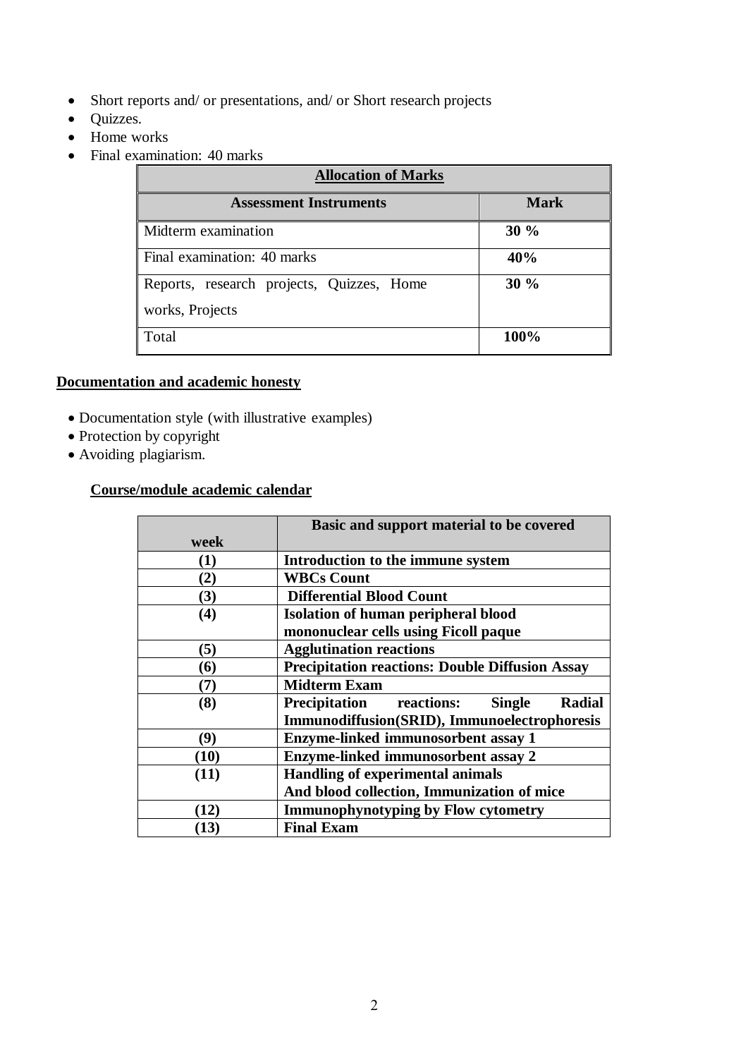- Short reports and/ or presentations, and/ or Short research projects
- Quizzes.
- Home works
- Final examination: 40 marks

| **Allocation of Marks** | |
|---|---|
| **Assessment Instruments** | **Mark** |
| Midterm examination | **30 %** |
| Final examination: 40 marks | **40%** |
| Reports, research projects, Quizzes, Home works, Projects | **30 %** |
| Total | **100%** |

**Documentation and academic honesty**

- Documentation style (with illustrative examples)
- Protection by copyright
- Avoiding plagiarism.

**Course/module academic calendar**

| week | Basic and support material to be covered |
|---|---|
| **(1)** | **Introduction to the immune system** |
| **(2)** | **WBCs Count** |
| **(3)** | **Differential Blood Count** |
| **(4)** | **Isolation of human peripheral blood mononuclear cells using Ficoll paque** |
| **(5)** | **Agglutination reactions** |
| **(6)** | **Precipitation reactions: Double Diffusion Assay** |
| **(7)** | **Midterm Exam** |
| **(8)** | **Precipitation reactions: Single Radial Immunodiffusion(SRID), Immunoelectrophoresis** |
| **(9)** | **Enzyme-linked immunosorbent assay 1** |
| **(10)** | **Enzyme-linked immunosorbent assay 2** |
| **(11)** | **Handling of experimental animals And blood collection, Immunization of mice** |
| **(12)** | **Immunophynotyping by Flow cytometry** |
| **(13)** | **Final Exam** |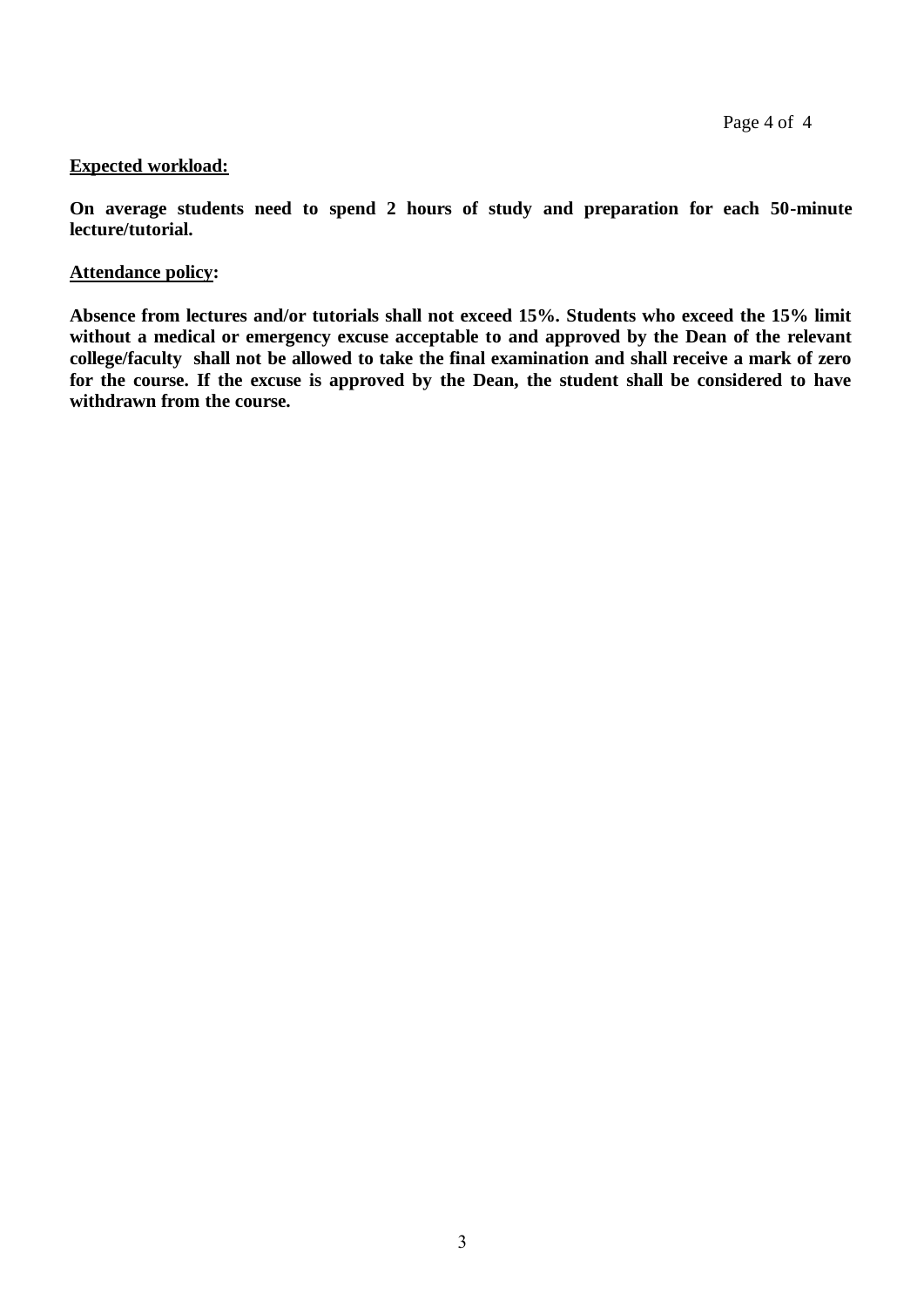**Expected workload:**

**On average students need to spend 2 hours of study and preparation for each 50-minute lecture/tutorial.**

**Attendance policy:**

**Absence from lectures and/or tutorials shall not exceed 15%. Students who exceed the 15% limit without a medical or emergency excuse acceptable to and approved by the Dean of the relevant college/faculty shall not be allowed to take the final examination and shall receive a mark of zero for the course. If the excuse is approved by the Dean, the student shall be considered to have withdrawn from the course.**